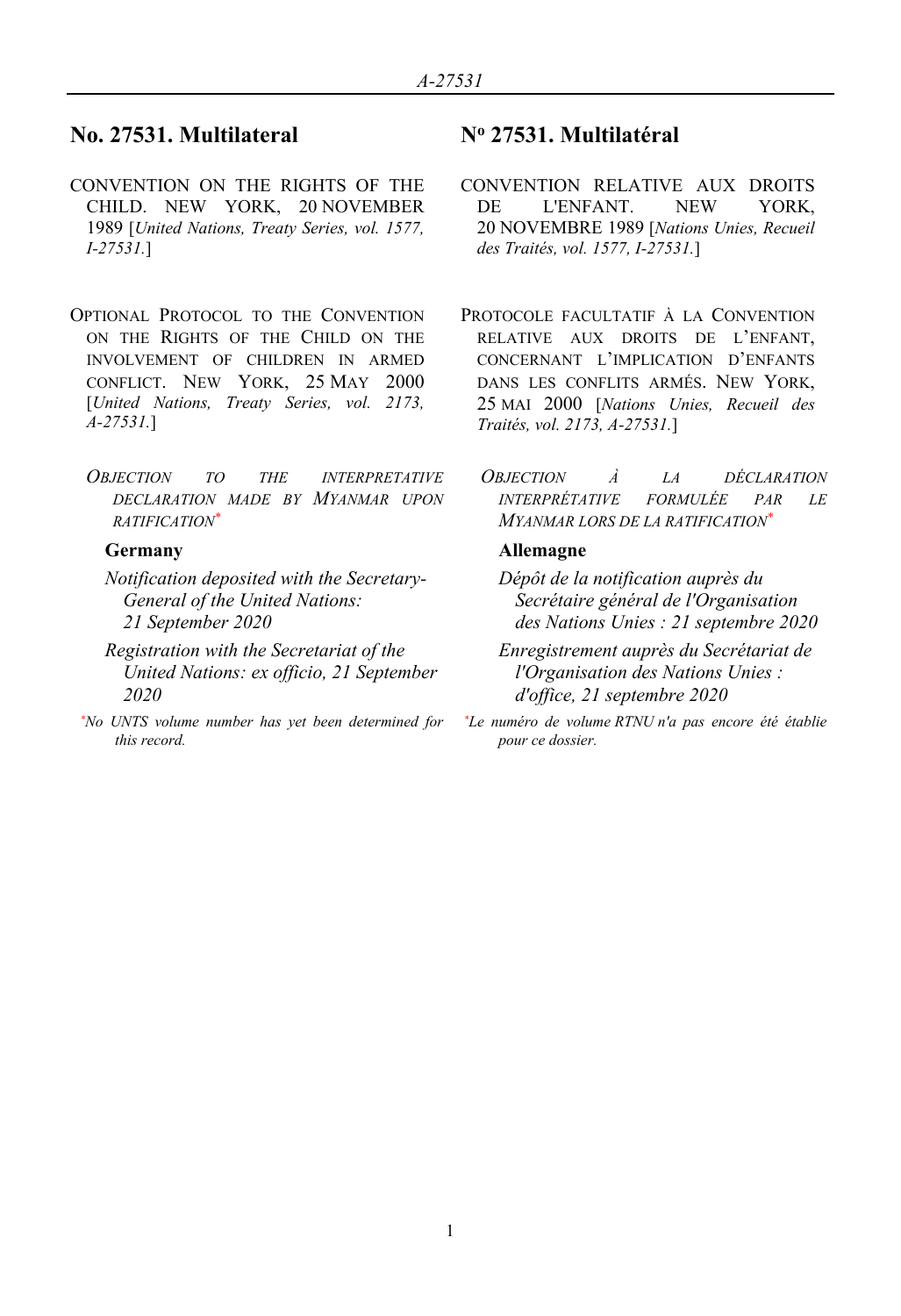## No. 27531. Multilateral

CONVENTION ON THE RIGHTS OF THE CHILD. NEW YORK, 20 NOVEMBER 1989 [*United Nations, Treaty Series, vol. 1577, I-27531.*]

OPTIONAL PROTOCOL TO THE CONVENTION ON THE RIGHTS OF THE CHILD ON THE INVOLVEMENT OF CHILDREN IN ARMED CONFLICT. NEW YORK, 25 MAY 2000 [*United Nations, Treaty Series, vol. 2173, A-27531.*]

*OBJECTION TO THE INTERPRETATIVE DECLARATION MADE BY MYANMAR UPON RATIFICATION*[*]

**Germany**

*Notification deposited with the Secretary-General of the United Nations: 21 September 2020*

*Registration with the Secretariat of the United Nations: ex officio, 21 September 2020*

[*] *No UNTS volume number has yet been determined for this record.*

## N° 27531. Multilatéral

CONVENTION RELATIVE AUX DROITS DE L'ENFANT. NEW YORK, 20 NOVEMBRE 1989 [*Nations Unies, Recueil des Traités, vol. 1577, I-27531.*]

PROTOCOLE FACULTATIF À LA CONVENTION RELATIVE AUX DROITS DE L'ENFANT, CONCERNANT L'IMPLICATION D'ENFANTS DANS LES CONFLITS ARMÉS. NEW YORK, 25 MAI 2000 [*Nations Unies, Recueil des Traités, vol. 2173, A-27531.*]

*OBJECTION À LA DÉCLARATION INTERPRÉTATIVE FORMULÉE PAR LE MYANMAR LORS DE LA RATIFICATION*[*]

**Allemagne**

*Dépôt de la notification auprès du Secrétaire général de l'Organisation des Nations Unies : 21 septembre 2020*

*Enregistrement auprès du Secrétariat de l'Organisation des Nations Unies : d'office, 21 septembre 2020*

[*] *Le numéro de volume RTNU n'a pas encore été établie pour ce dossier.*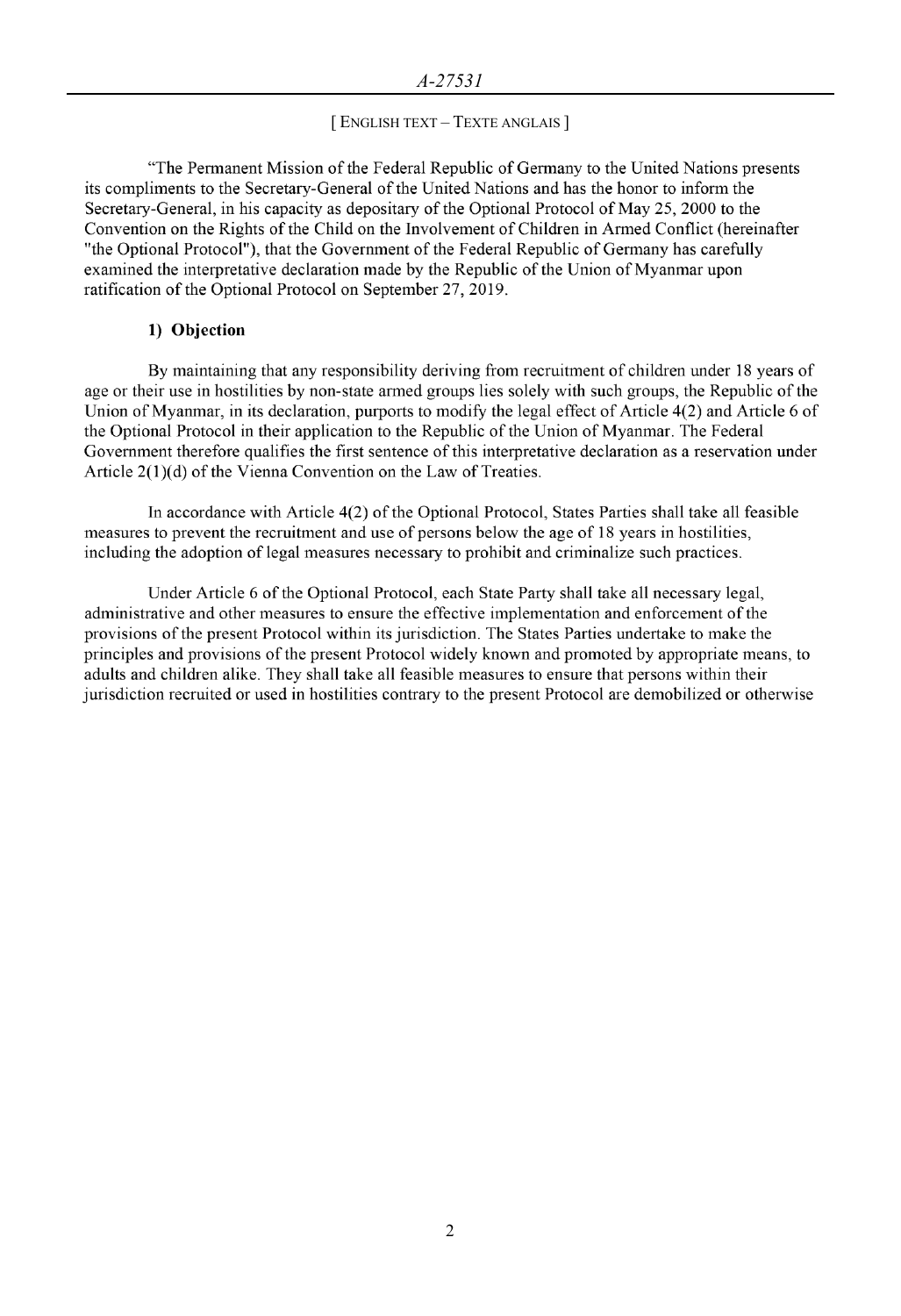[ ENGLISH TEXT – TEXTE ANGLAIS ]

"The Permanent Mission of the Federal Republic of Germany to the United Nations presents its compliments to the Secretary-General of the United Nations and has the honor to inform the Secretary-General, in his capacity as depositary of the Optional Protocol of May 25, 2000 to the Convention on the Rights of the Child on the Involvement of Children in Armed Conflict (hereinafter "the Optional Protocol"), that the Government of the Federal Republic of Germany has carefully examined the interpretative declaration made by the Republic of the Union of Myanmar upon ratification of the Optional Protocol on September 27, 2019.

**1) Objection**

By maintaining that any responsibility deriving from recruitment of children under 18 years of age or their use in hostilities by non-state armed groups lies solely with such groups, the Republic of the Union of Myanmar, in its declaration, purports to modify the legal effect of Article 4(2) and Article 6 of the Optional Protocol in their application to the Republic of the Union of Myanmar. The Federal Government therefore qualifies the first sentence of this interpretative declaration as a reservation under Article 2(1)(d) of the Vienna Convention on the Law of Treaties.

In accordance with Article 4(2) of the Optional Protocol, States Parties shall take all feasible measures to prevent the recruitment and use of persons below the age of 18 years in hostilities, including the adoption of legal measures necessary to prohibit and criminalize such practices.

Under Article 6 of the Optional Protocol, each State Party shall take all necessary legal, administrative and other measures to ensure the effective implementation and enforcement of the provisions of the present Protocol within its jurisdiction. The States Parties undertake to make the principles and provisions of the present Protocol widely known and promoted by appropriate means, to adults and children alike. They shall take all feasible measures to ensure that persons within their jurisdiction recruited or used in hostilities contrary to the present Protocol are demobilized or otherwise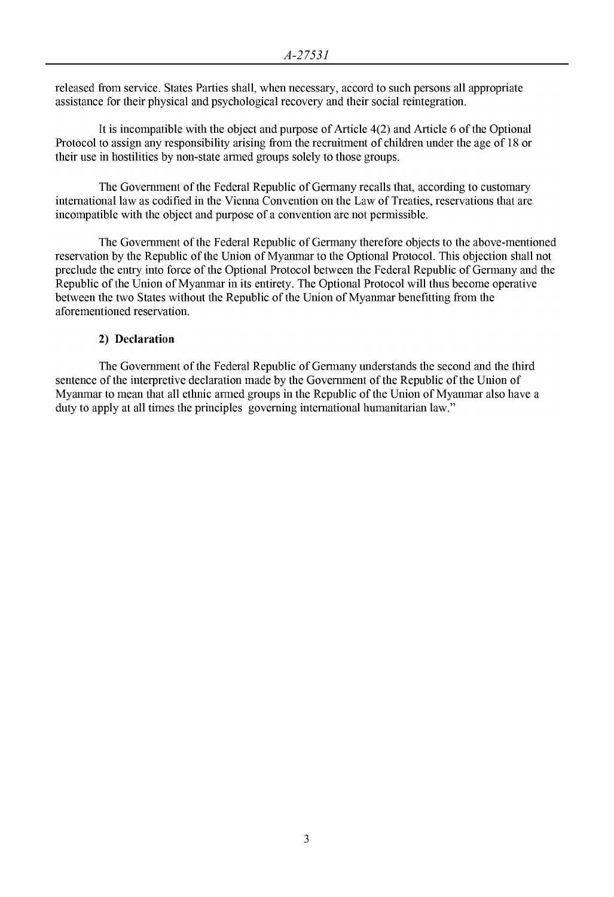released from service. States Parties shall, when necessary, accord to such persons all appropriate assistance for their physical and psychological recovery and their social reintegration.

It is incompatible with the object and purpose of Article 4(2) and Article 6 of the Optional Protocol to assign any responsibility arising from the recruitment of children under the age of 18 or their use in hostilities by non-state armed groups solely to those groups.

The Government of the Federal Republic of Germany recalls that, according to customary international law as codified in the Vienna Convention on the Law of Treaties, reservations that are incompatible with the object and purpose of a convention are not permissible.

The Government of the Federal Republic of Germany therefore objects to the above-mentioned reservation by the Republic of the Union of Myanmar to the Optional Protocol. This objection shall not preclude the entry into force of the Optional Protocol between the Federal Republic of Germany and the Republic of the Union of Myanmar in its entirety. The Optional Protocol will thus become operative between the two States without the Republic of the Union of Myanmar benefitting from the aforementioned reservation.

**2) Declaration**

The Government of the Federal Republic of Germany understands the second and the third sentence of the interpretive declaration made by the Government of the Republic of the Union of Myanmar to mean that all ethnic armed groups in the Republic of the Union of Myanmar also have a duty to apply at all times the principles governing international humanitarian law."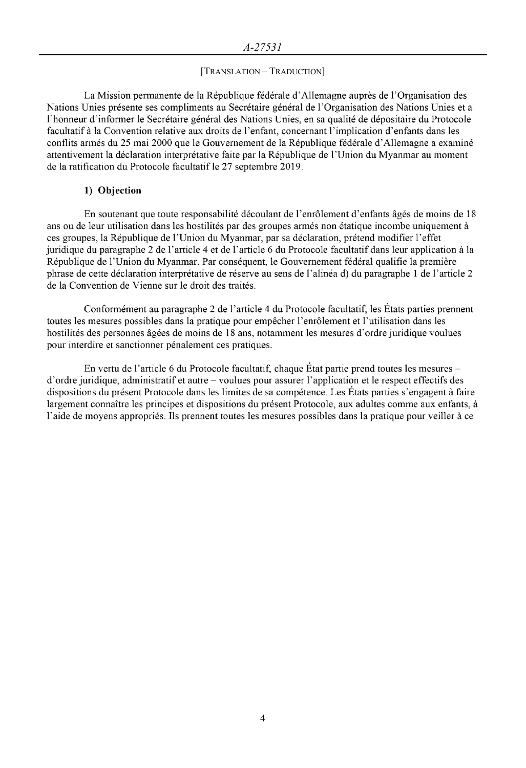[TRANSLATION – TRADUCTION]

La Mission permanente de la République fédérale d'Allemagne auprès de l'Organisation des Nations Unies présente ses compliments au Secrétaire général de l'Organisation des Nations Unies et a l'honneur d'informer le Secrétaire général des Nations Unies, en sa qualité de dépositaire du Protocole facultatif à la Convention relative aux droits de l'enfant, concernant l'implication d'enfants dans les conflits armés du 25 mai 2000 que le Gouvernement de la République fédérale d'Allemagne a examiné attentivement la déclaration interprétative faite par la République de l'Union du Myanmar au moment de la ratification du Protocole facultatif le 27 septembre 2019.

**1) Objection**

En soutenant que toute responsabilité découlant de l'enrôlement d'enfants âgés de moins de 18 ans ou de leur utilisation dans les hostilités par des groupes armés non étatique incombe uniquement à ces groupes, la République de l'Union du Myanmar, par sa déclaration, prétend modifier l'effet juridique du paragraphe 2 de l'article 4 et de l'article 6 du Protocole facultatif dans leur application à la République de l'Union du Myanmar. Par conséquent, le Gouvernement fédéral qualifie la première phrase de cette déclaration interprétative de réserve au sens de l'alinéa d) du paragraphe 1 de l'article 2 de la Convention de Vienne sur le droit des traités.

Conformément au paragraphe 2 de l'article 4 du Protocole facultatif, les États parties prennent toutes les mesures possibles dans la pratique pour empêcher l'enrôlement et l'utilisation dans les hostilités des personnes âgées de moins de 18 ans, notamment les mesures d'ordre juridique voulues pour interdire et sanctionner pénalement ces pratiques.

En vertu de l'article 6 du Protocole facultatif, chaque État partie prend toutes les mesures – d'ordre juridique, administratif et autre – voulues pour assurer l'application et le respect effectifs des dispositions du présent Protocole dans les limites de sa compétence. Les États parties s'engagent à faire largement connaître les principes et dispositions du présent Protocole, aux adultes comme aux enfants, à l'aide de moyens appropriés. Ils prennent toutes les mesures possibles dans la pratique pour veiller à ce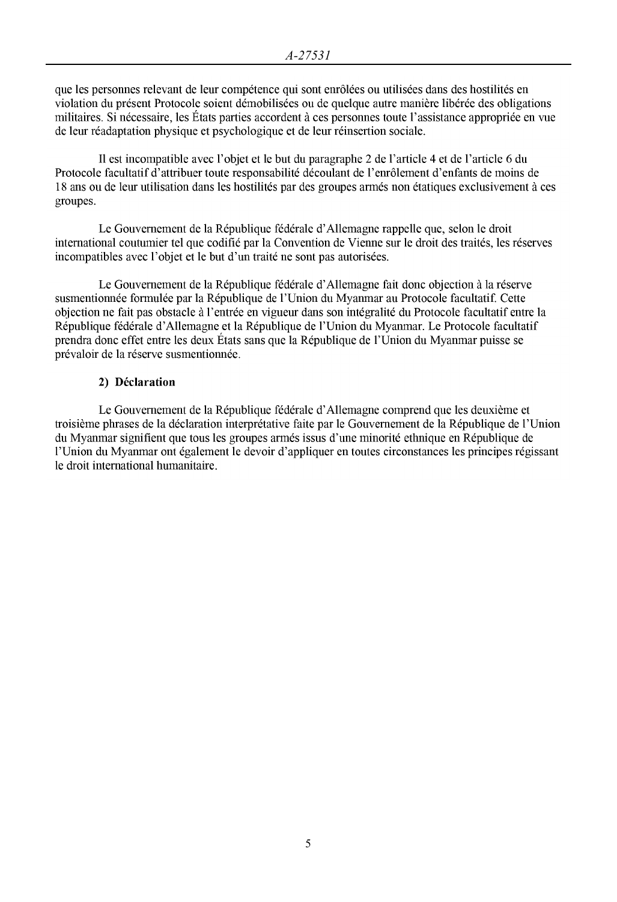que les personnes relevant de leur compétence qui sont enrôlées ou utilisées dans des hostilités en violation du présent Protocole soient démobilisées ou de quelque autre manière libérée des obligations militaires. Si nécessaire, les États parties accordent à ces personnes toute l'assistance appropriée en vue de leur réadaptation physique et psychologique et de leur réinsertion sociale.

Il est incompatible avec l'objet et le but du paragraphe 2 de l'article 4 et de l'article 6 du Protocole facultatif d'attribuer toute responsabilité découlant de l'enrôlement d'enfants de moins de 18 ans ou de leur utilisation dans les hostilités par des groupes armés non étatiques exclusivement à ces groupes.

Le Gouvernement de la République fédérale d'Allemagne rappelle que, selon le droit international coutumier tel que codifié par la Convention de Vienne sur le droit des traités, les réserves incompatibles avec l'objet et le but d'un traité ne sont pas autorisées.

Le Gouvernement de la République fédérale d'Allemagne fait donc objection à la réserve susmentionnée formulée par la République de l'Union du Myanmar au Protocole facultatif. Cette objection ne fait pas obstacle à l'entrée en vigueur dans son intégralité du Protocole facultatif entre la République fédérale d'Allemagne et la République de l'Union du Myanmar. Le Protocole facultatif prendra donc effet entre les deux États sans que la République de l'Union du Myanmar puisse se prévaloir de la réserve susmentionnée.

**2) Déclaration**

Le Gouvernement de la République fédérale d'Allemagne comprend que les deuxième et troisième phrases de la déclaration interprétative faite par le Gouvernement de la République de l'Union du Myanmar signifient que tous les groupes armés issus d'une minorité ethnique en République de l'Union du Myanmar ont également le devoir d'appliquer en toutes circonstances les principes régissant le droit international humanitaire.